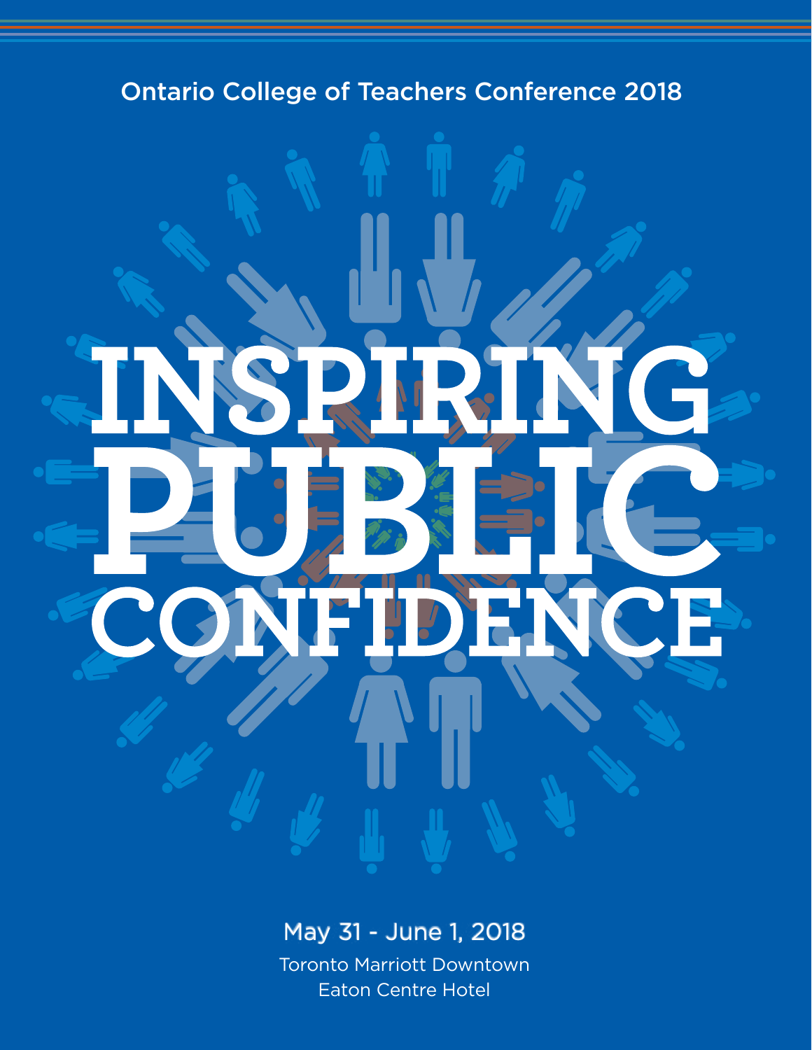Ontario College of Teachers Conference 2018

# INSPIRING PUBLIC CONFIDENCE

May 31 - June 1, 2018

Toronto Marriott Downtown
Eaton Centre Hotel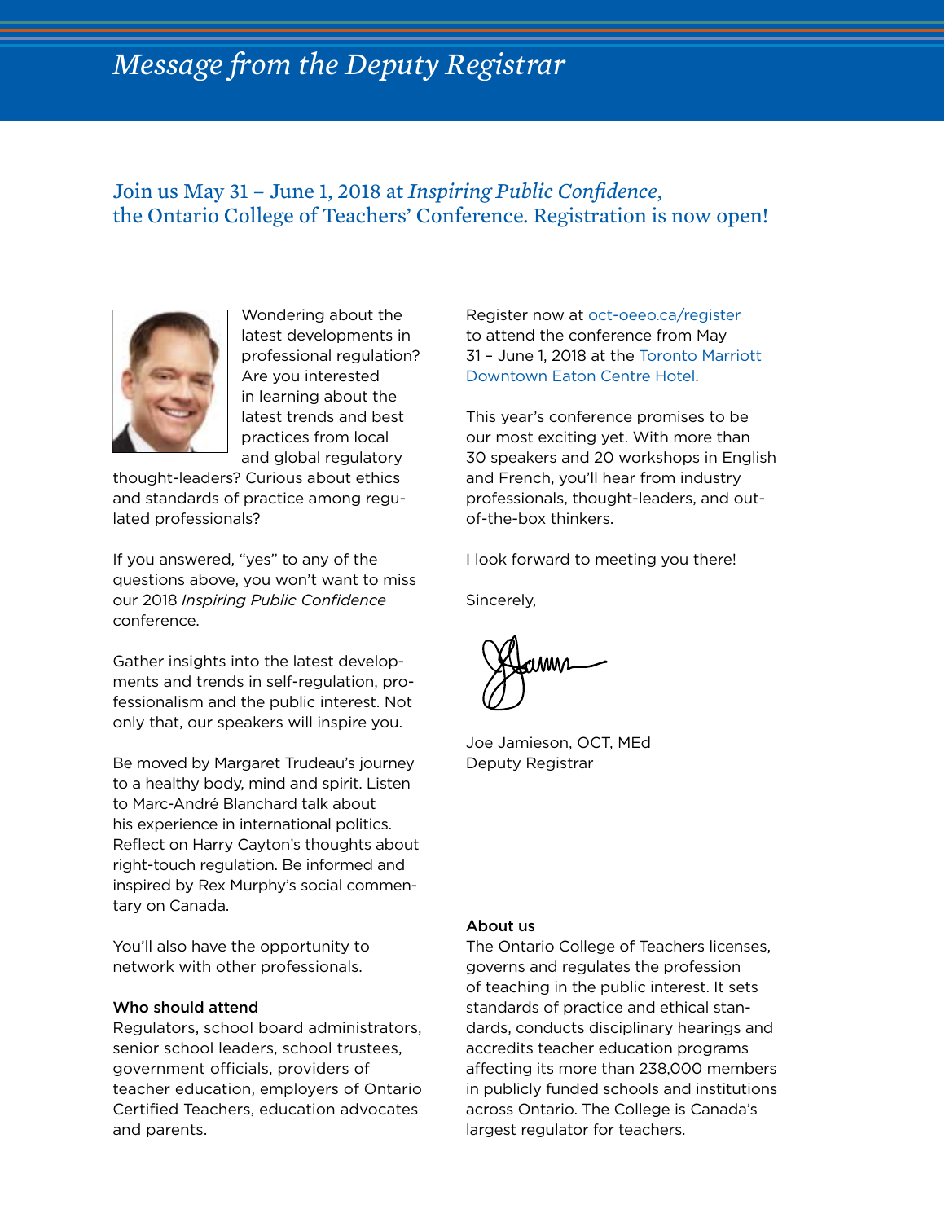# *Message from the Deputy Registrar*

## Join us May 31 – June 1, 2018 at *Inspiring Public Confidence*, the Ontario College of Teachers' Conference. Registration is now open!

Wondering about the latest developments in professional regulation? Are you interested in learning about the latest trends and best practices from local and global regulatory thought-leaders? Curious about ethics and standards of practice among regulated professionals?

If you answered, "yes" to any of the questions above, you won't want to miss our 2018 *Inspiring Public Confidence* conference.

Gather insights into the latest developments and trends in self-regulation, professionalism and the public interest. Not only that, our speakers will inspire you.

Be moved by Margaret Trudeau's journey to a healthy body, mind and spirit. Listen to Marc-André Blanchard talk about his experience in international politics. Reflect on Harry Cayton's thoughts about right-touch regulation. Be informed and inspired by Rex Murphy's social commentary on Canada.

You'll also have the opportunity to network with other professionals.

**Who should attend**

Regulators, school board administrators, senior school leaders, school trustees, government officials, providers of teacher education, employers of Ontario Certified Teachers, education advocates and parents.

Register now at oct-oeeo.ca/register to attend the conference from May 31 – June 1, 2018 at the Toronto Marriott Downtown Eaton Centre Hotel.

This year's conference promises to be our most exciting yet. With more than 30 speakers and 20 workshops in English and French, you'll hear from industry professionals, thought-leaders, and out-of-the-box thinkers.

I look forward to meeting you there!

Sincerely,

Joe Jamieson, OCT, MEd
Deputy Registrar

**About us**

The Ontario College of Teachers licenses, governs and regulates the profession of teaching in the public interest. It sets standards of practice and ethical standards, conducts disciplinary hearings and accredits teacher education programs affecting its more than 238,000 members in publicly funded schools and institutions across Ontario. The College is Canada's largest regulator for teachers.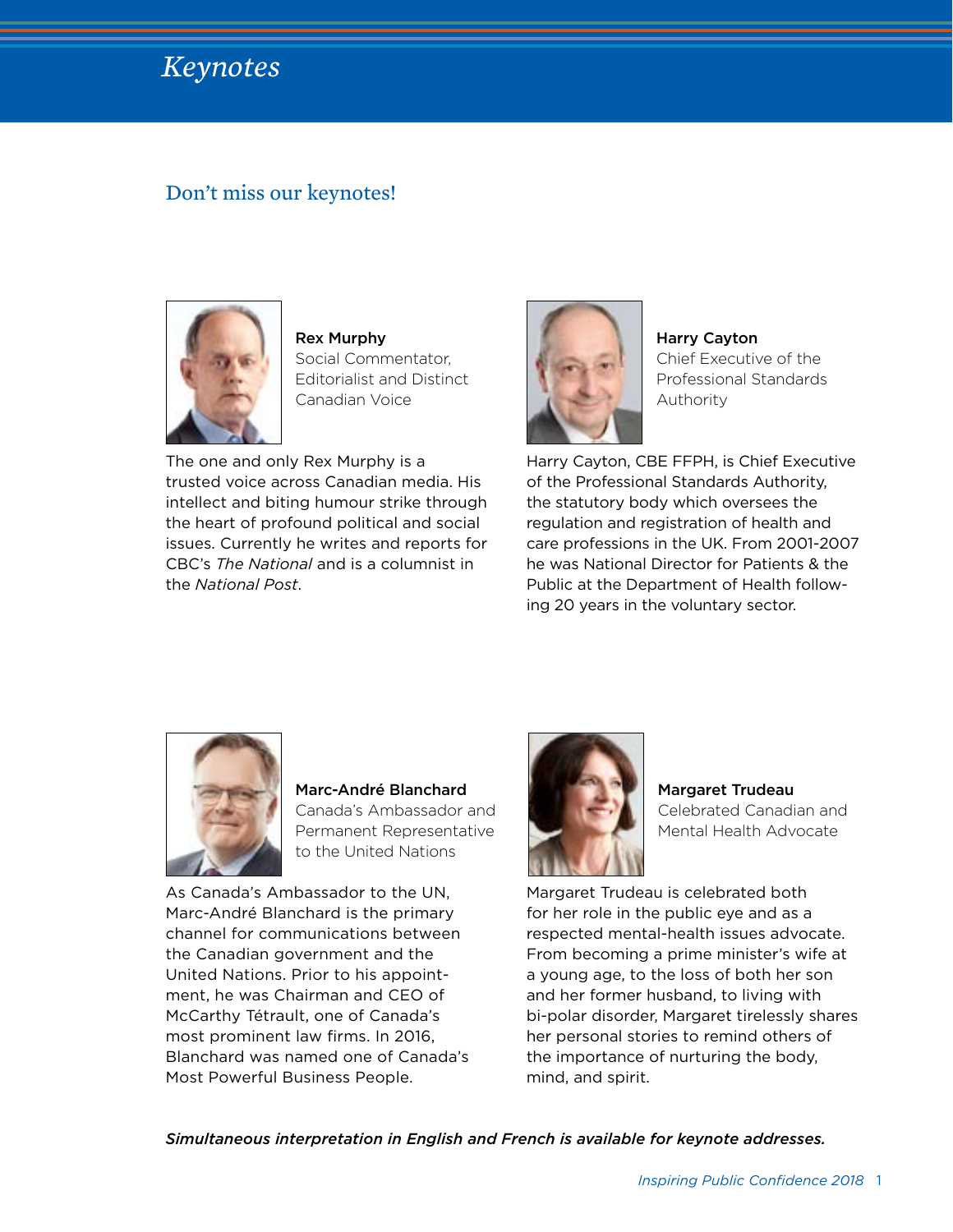# Keynotes

## Don't miss our keynotes!

**Rex Murphy**
Social Commentator, Editorialist and Distinct Canadian Voice

The one and only Rex Murphy is a trusted voice across Canadian media. His intellect and biting humour strike through the heart of profound political and social issues. Currently he writes and reports for CBC's *The National* and is a columnist in the *National Post*.

**Harry Cayton**
Chief Executive of the Professional Standards Authority

Harry Cayton, CBE FFPH, is Chief Executive of the Professional Standards Authority, the statutory body which oversees the regulation and registration of health and care professions in the UK. From 2001-2007 he was National Director for Patients & the Public at the Department of Health following 20 years in the voluntary sector.

**Marc-André Blanchard**
Canada's Ambassador and Permanent Representative to the United Nations

As Canada's Ambassador to the UN, Marc-André Blanchard is the primary channel for communications between the Canadian government and the United Nations. Prior to his appointment, he was Chairman and CEO of McCarthy Tétrault, one of Canada's most prominent law firms. In 2016, Blanchard was named one of Canada's Most Powerful Business People.

**Margaret Trudeau**
Celebrated Canadian and Mental Health Advocate

Margaret Trudeau is celebrated both for her role in the public eye and as a respected mental-health issues advocate. From becoming a prime minister's wife at a young age, to the loss of both her son and her former husband, to living with bi-polar disorder, Margaret tirelessly shares her personal stories to remind others of the importance of nurturing the body, mind, and spirit.

***Simultaneous interpretation in English and French is available for keynote addresses.***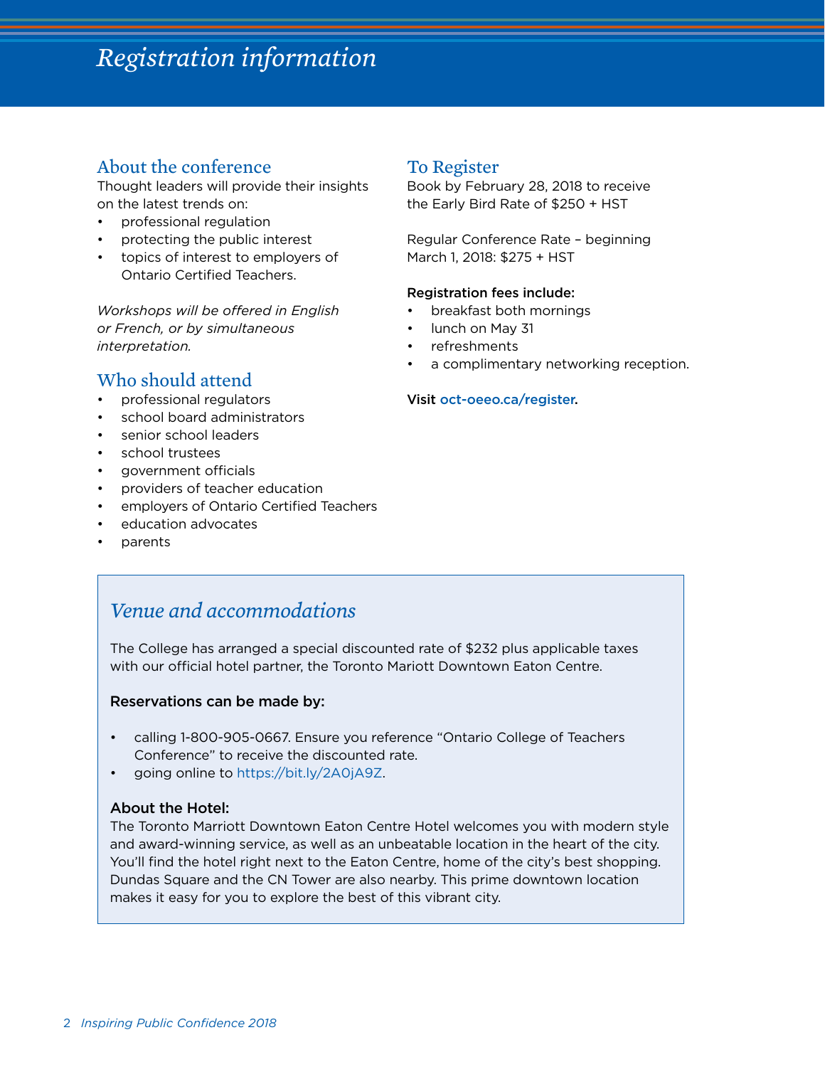# *Registration information*

## About the conference

Thought leaders will provide their insights on the latest trends on:

- professional regulation
- protecting the public interest
- topics of interest to employers of Ontario Certified Teachers.

*Workshops will be offered in English or French, or by simultaneous interpretation.*

## Who should attend

- professional regulators
- school board administrators
- senior school leaders
- school trustees
- government officials
- providers of teacher education
- employers of Ontario Certified Teachers
- education advocates
- parents

## To Register

Book by February 28, 2018 to receive the Early Bird Rate of $250 + HST

Regular Conference Rate – beginning March 1, 2018: $275 + HST

**Registration fees include:**

- breakfast both mornings
- lunch on May 31
- refreshments
- a complimentary networking reception.

**Visit oct-oeeo.ca/register.**

## *Venue and accommodations*

The College has arranged a special discounted rate of $232 plus applicable taxes with our official hotel partner, the Toronto Mariott Downtown Eaton Centre.

**Reservations can be made by:**

- calling 1-800-905-0667. Ensure you reference "Ontario College of Teachers Conference" to receive the discounted rate.
- going online to https://bit.ly/2A0jA9Z.

**About the Hotel:**

The Toronto Marriott Downtown Eaton Centre Hotel welcomes you with modern style and award-winning service, as well as an unbeatable location in the heart of the city. You'll find the hotel right next to the Eaton Centre, home of the city's best shopping. Dundas Square and the CN Tower are also nearby. This prime downtown location makes it easy for you to explore the best of this vibrant city.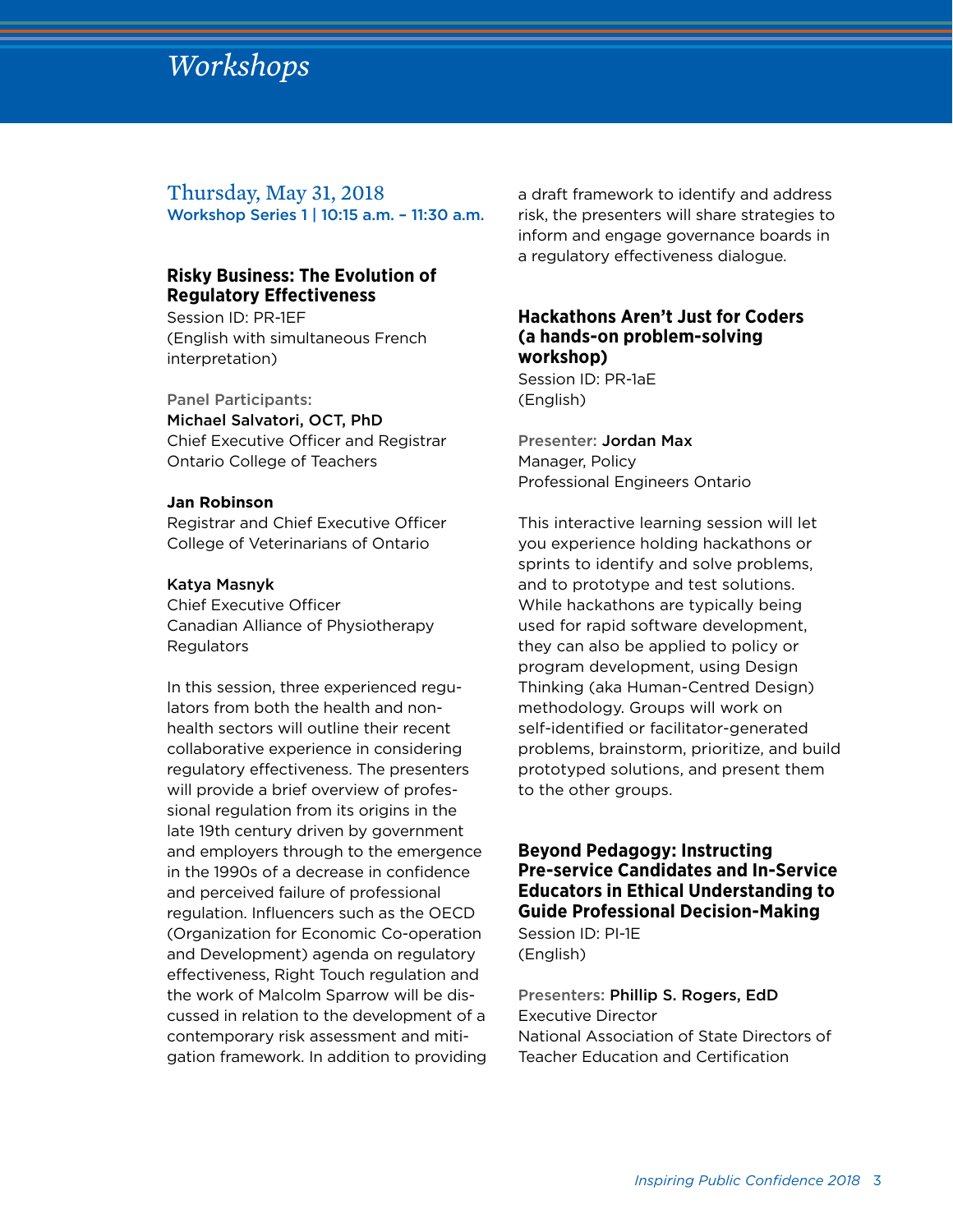# Workshops

## Thursday, May 31, 2018

**Workshop Series 1 | 10:15 a.m. – 11:30 a.m.**

### Risky Business: The Evolution of Regulatory Effectiveness

Session ID: PR-1EF
(English with simultaneous French interpretation)

Panel Participants:

**Michael Salvatori, OCT, PhD**
Chief Executive Officer and Registrar
Ontario College of Teachers

**Jan Robinson**
Registrar and Chief Executive Officer
College of Veterinarians of Ontario

**Katya Masnyk**
Chief Executive Officer
Canadian Alliance of Physiotherapy Regulators

In this session, three experienced regulators from both the health and non-health sectors will outline their recent collaborative experience in considering regulatory effectiveness. The presenters will provide a brief overview of professional regulation from its origins in the late 19th century driven by government and employers through to the emergence in the 1990s of a decrease in confidence and perceived failure of professional regulation. Influencers such as the OECD (Organization for Economic Co-operation and Development) agenda on regulatory effectiveness, Right Touch regulation and the work of Malcolm Sparrow will be discussed in relation to the development of a contemporary risk assessment and mitigation framework. In addition to providing a draft framework to identify and address risk, the presenters will share strategies to inform and engage governance boards in a regulatory effectiveness dialogue.

### Hackathons Aren't Just for Coders (a hands-on problem-solving workshop)

Session ID: PR-1aE
(English)

Presenter: **Jordan Max**
Manager, Policy
Professional Engineers Ontario

This interactive learning session will let you experience holding hackathons or sprints to identify and solve problems, and to prototype and test solutions. While hackathons are typically being used for rapid software development, they can also be applied to policy or program development, using Design Thinking (aka Human-Centred Design) methodology. Groups will work on self-identified or facilitator-generated problems, brainstorm, prioritize, and build prototyped solutions, and present them to the other groups.

### Beyond Pedagogy: Instructing Pre-service Candidates and In-Service Educators in Ethical Understanding to Guide Professional Decision-Making

Session ID: PI-1E
(English)

Presenters: **Phillip S. Rogers, EdD**
Executive Director
National Association of State Directors of Teacher Education and Certification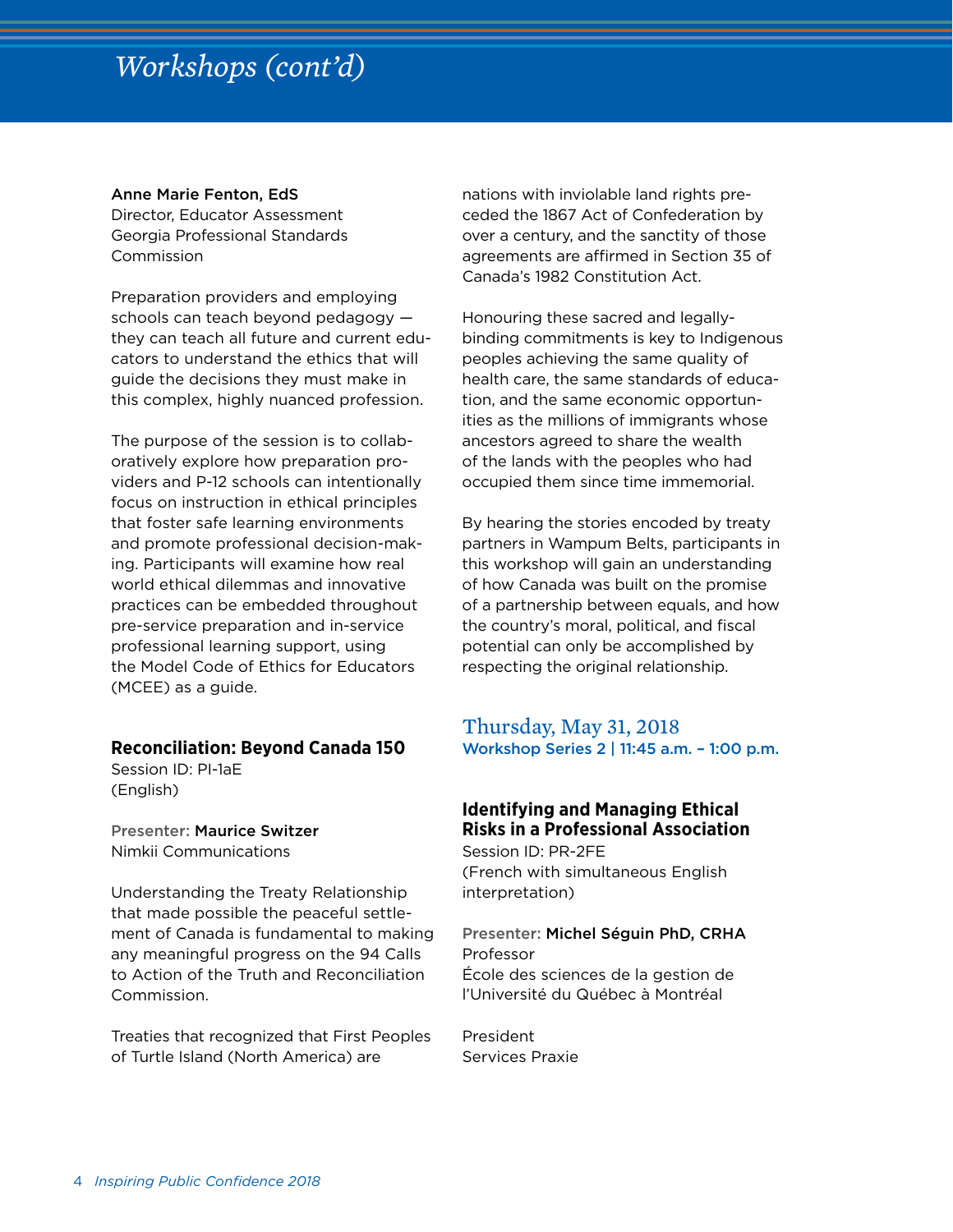# Workshops (cont'd)

**Anne Marie Fenton, EdS**
Director, Educator Assessment
Georgia Professional Standards Commission

Preparation providers and employing schools can teach beyond pedagogy — they can teach all future and current educators to understand the ethics that will guide the decisions they must make in this complex, highly nuanced profession.

The purpose of the session is to collaboratively explore how preparation providers and P-12 schools can intentionally focus on instruction in ethical principles that foster safe learning environments and promote professional decision-making. Participants will examine how real world ethical dilemmas and innovative practices can be embedded throughout pre-service preparation and in-service professional learning support, using the Model Code of Ethics for Educators (MCEE) as a guide.

### Reconciliation: Beyond Canada 150

Session ID: PI-1aE
(English)

Presenter: **Maurice Switzer**
Nimkii Communications

Understanding the Treaty Relationship that made possible the peaceful settlement of Canada is fundamental to making any meaningful progress on the 94 Calls to Action of the Truth and Reconciliation Commission.

Treaties that recognized that First Peoples of Turtle Island (North America) are nations with inviolable land rights preceded the 1867 Act of Confederation by over a century, and the sanctity of those agreements are affirmed in Section 35 of Canada's 1982 Constitution Act.

Honouring these sacred and legally-binding commitments is key to Indigenous peoples achieving the same quality of health care, the same standards of education, and the same economic opportunities as the millions of immigrants whose ancestors agreed to share the wealth of the lands with the peoples who had occupied them since time immemorial.

By hearing the stories encoded by treaty partners in Wampum Belts, participants in this workshop will gain an understanding of how Canada was built on the promise of a partnership between equals, and how the country's moral, political, and fiscal potential can only be accomplished by respecting the original relationship.

## Thursday, May 31, 2018

**Workshop Series 2 | 11:45 a.m. – 1:00 p.m.**

### Identifying and Managing Ethical Risks in a Professional Association

Session ID: PR-2FE
(French with simultaneous English interpretation)

Presenter: **Michel Séguin PhD, CRHA**
Professor
École des sciences de la gestion de l'Université du Québec à Montréal

President
Services Praxie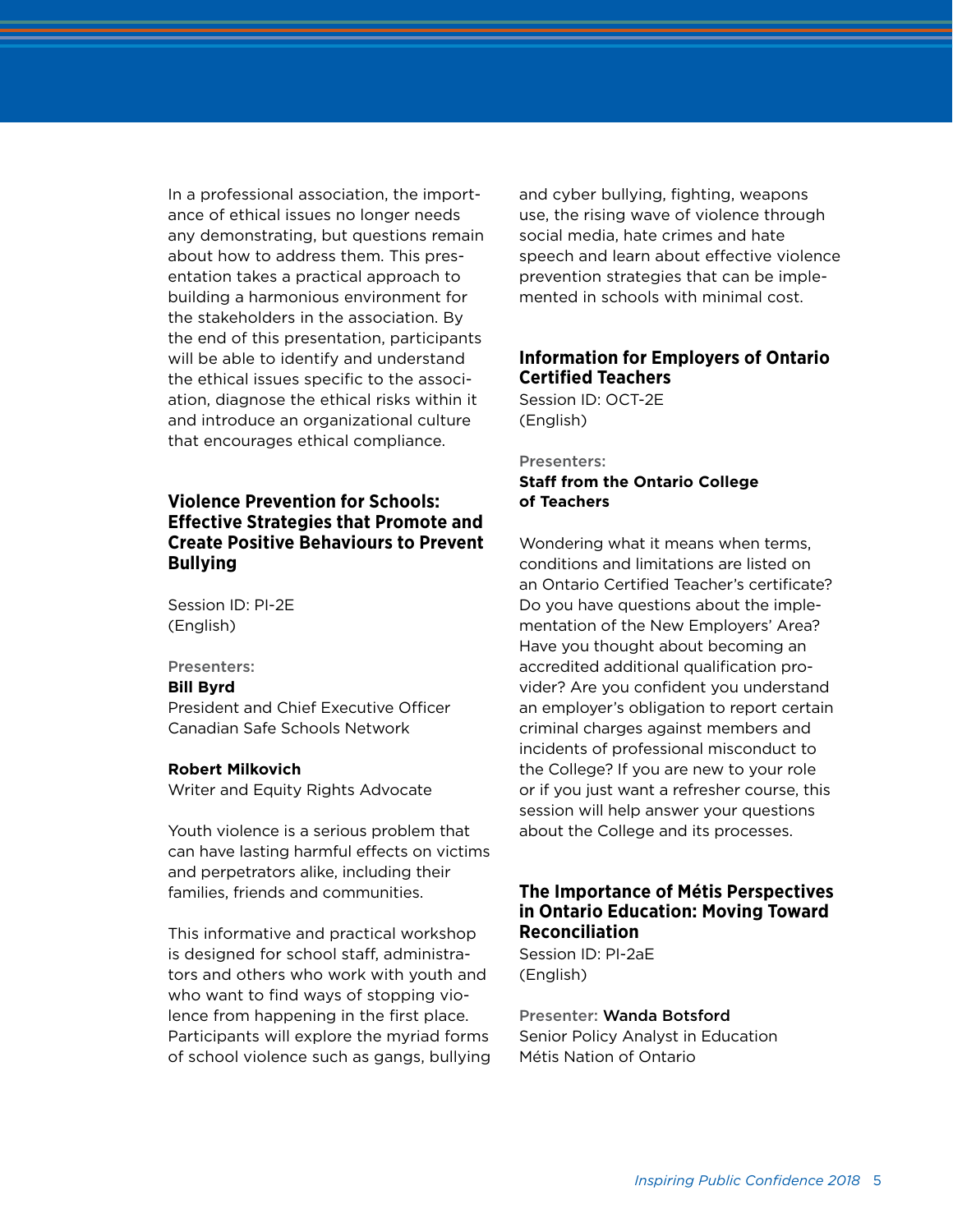In a professional association, the importance of ethical issues no longer needs any demonstrating, but questions remain about how to address them. This presentation takes a practical approach to building a harmonious environment for the stakeholders in the association. By the end of this presentation, participants will be able to identify and understand the ethical issues specific to the association, diagnose the ethical risks within it and introduce an organizational culture that encourages ethical compliance.

## Violence Prevention for Schools: Effective Strategies that Promote and Create Positive Behaviours to Prevent Bullying

Session ID: PI-2E
(English)

Presenters:

**Bill Byrd**
President and Chief Executive Officer
Canadian Safe Schools Network

**Robert Milkovich**
Writer and Equity Rights Advocate

Youth violence is a serious problem that can have lasting harmful effects on victims and perpetrators alike, including their families, friends and communities.

This informative and practical workshop is designed for school staff, administrators and others who work with youth and who want to find ways of stopping violence from happening in the first place. Participants will explore the myriad forms of school violence such as gangs, bullying and cyber bullying, fighting, weapons use, the rising wave of violence through social media, hate crimes and hate speech and learn about effective violence prevention strategies that can be implemented in schools with minimal cost.

## Information for Employers of Ontario Certified Teachers

Session ID: OCT-2E
(English)

Presenters:

**Staff from the Ontario College of Teachers**

Wondering what it means when terms, conditions and limitations are listed on an Ontario Certified Teacher's certificate? Do you have questions about the implementation of the New Employers' Area? Have you thought about becoming an accredited additional qualification provider? Are you confident you understand an employer's obligation to report certain criminal charges against members and incidents of professional misconduct to the College? If you are new to your role or if you just want a refresher course, this session will help answer your questions about the College and its processes.

## The Importance of Métis Perspectives in Ontario Education: Moving Toward Reconciliation

Session ID: PI-2aE
(English)

Presenter: Wanda Botsford
Senior Policy Analyst in Education
Métis Nation of Ontario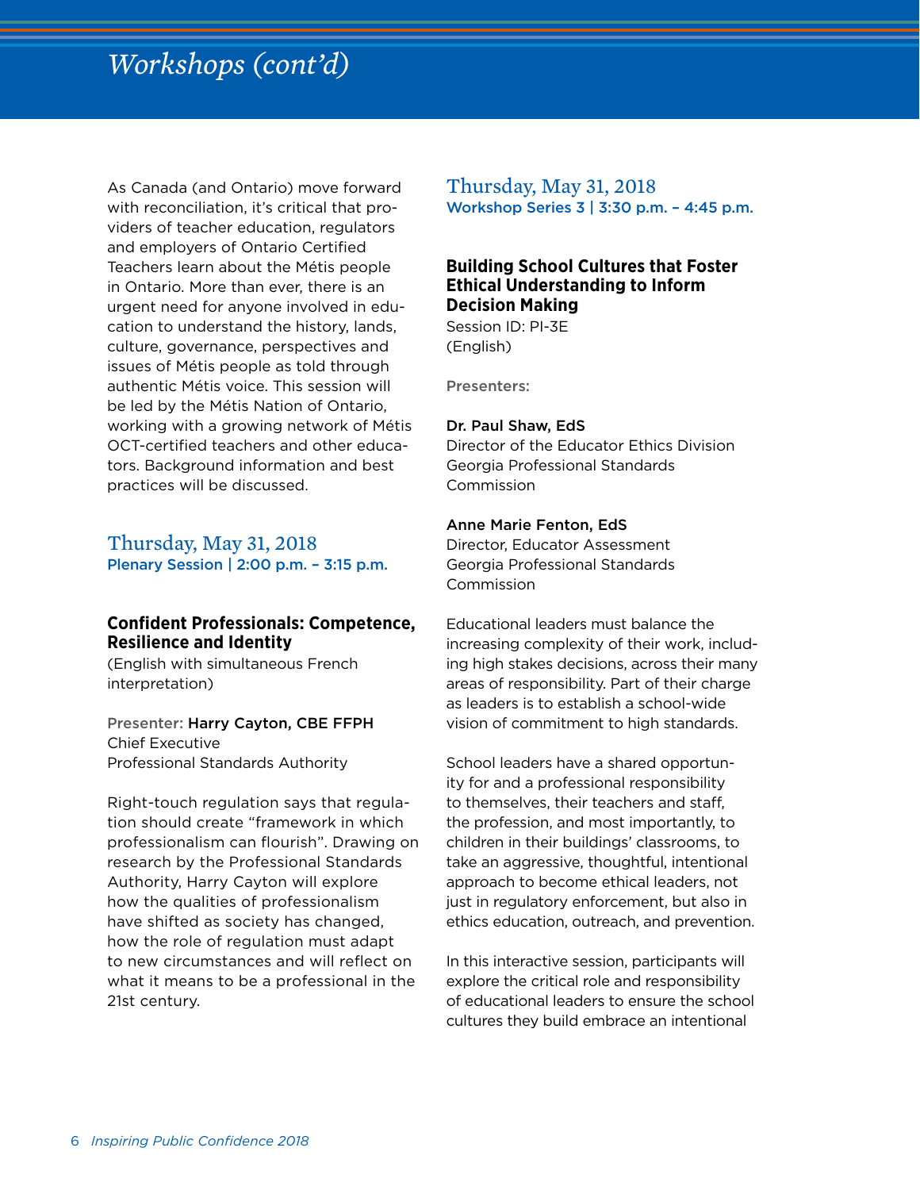# Workshops (cont'd)

As Canada (and Ontario) move forward with reconciliation, it's critical that providers of teacher education, regulators and employers of Ontario Certified Teachers learn about the Métis people in Ontario. More than ever, there is an urgent need for anyone involved in education to understand the history, lands, culture, governance, perspectives and issues of Métis people as told through authentic Métis voice. This session will be led by the Métis Nation of Ontario, working with a growing network of Métis OCT-certified teachers and other educators. Background information and best practices will be discussed.

## Thursday, May 31, 2018

**Plenary Session | 2:00 p.m. – 3:15 p.m.**

### Confident Professionals: Competence, Resilience and Identity

(English with simultaneous French interpretation)

Presenter: **Harry Cayton, CBE FFPH**
Chief Executive
Professional Standards Authority

Right-touch regulation says that regulation should create "framework in which professionalism can flourish". Drawing on research by the Professional Standards Authority, Harry Cayton will explore how the qualities of professionalism have shifted as society has changed, how the role of regulation must adapt to new circumstances and will reflect on what it means to be a professional in the 21st century.

## Thursday, May 31, 2018

**Workshop Series 3 | 3:30 p.m. – 4:45 p.m.**

### Building School Cultures that Foster Ethical Understanding to Inform Decision Making

Session ID: PI-3E
(English)

**Presenters:**

**Dr. Paul Shaw, EdS**
Director of the Educator Ethics Division
Georgia Professional Standards Commission

**Anne Marie Fenton, EdS**
Director, Educator Assessment
Georgia Professional Standards Commission

Educational leaders must balance the increasing complexity of their work, including high stakes decisions, across their many areas of responsibility. Part of their charge as leaders is to establish a school-wide vision of commitment to high standards.

School leaders have a shared opportunity for and a professional responsibility to themselves, their teachers and staff, the profession, and most importantly, to children in their buildings' classrooms, to take an aggressive, thoughtful, intentional approach to become ethical leaders, not just in regulatory enforcement, but also in ethics education, outreach, and prevention.

In this interactive session, participants will explore the critical role and responsibility of educational leaders to ensure the school cultures they build embrace an intentional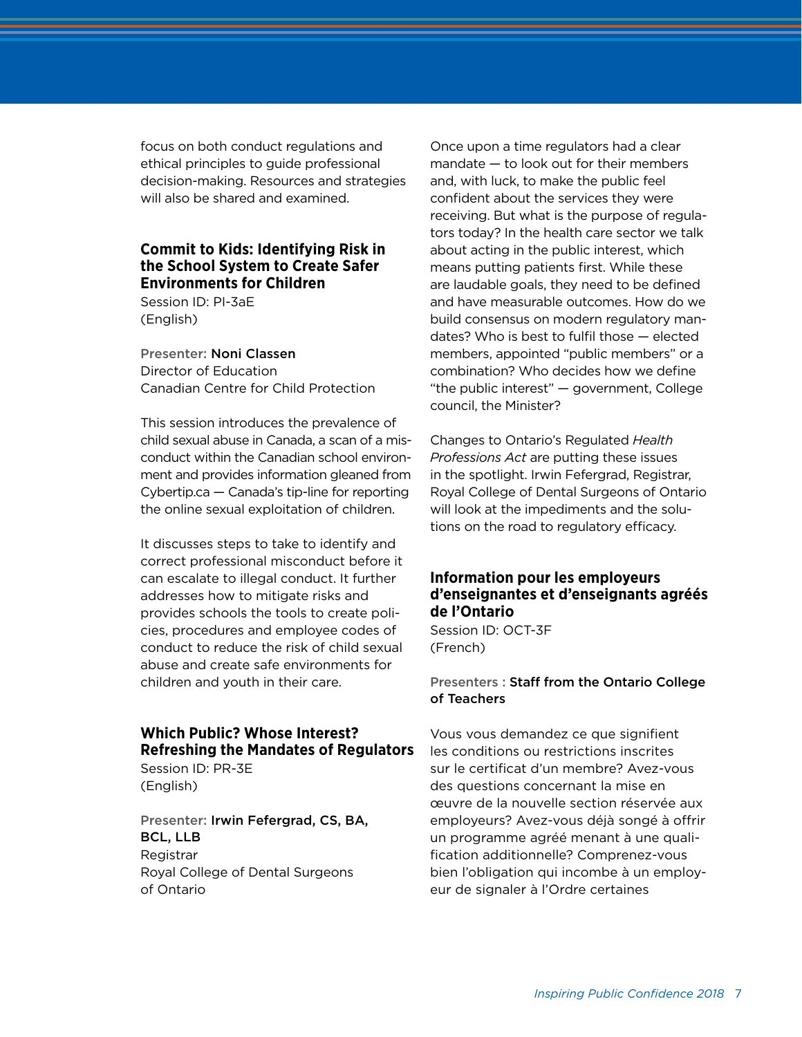focus on both conduct regulations and ethical principles to guide professional decision-making. Resources and strategies will also be shared and examined.

### Commit to Kids: Identifying Risk in the School System to Create Safer Environments for Children

Session ID: PI-3aE
(English)

Presenter: **Noni Classen**
Director of Education
Canadian Centre for Child Protection

This session introduces the prevalence of child sexual abuse in Canada, a scan of a misconduct within the Canadian school environment and provides information gleaned from Cybertip.ca — Canada's tip-line for reporting the online sexual exploitation of children.

It discusses steps to take to identify and correct professional misconduct before it can escalate to illegal conduct. It further addresses how to mitigate risks and provides schools the tools to create policies, procedures and employee codes of conduct to reduce the risk of child sexual abuse and create safe environments for children and youth in their care.

### Which Public? Whose Interest? Refreshing the Mandates of Regulators

Session ID: PR-3E
(English)

Presenter: **Irwin Fefergrad, CS, BA, BCL, LLB**
Registrar
Royal College of Dental Surgeons of Ontario

Once upon a time regulators had a clear mandate — to look out for their members and, with luck, to make the public feel confident about the services they were receiving. But what is the purpose of regulators today? In the health care sector we talk about acting in the public interest, which means putting patients first. While these are laudable goals, they need to be defined and have measurable outcomes. How do we build consensus on modern regulatory mandates? Who is best to fulfil those — elected members, appointed "public members" or a combination? Who decides how we define "the public interest" — government, College council, the Minister?

Changes to Ontario's Regulated *Health Professions Act* are putting these issues in the spotlight. Irwin Fefergrad, Registrar, Royal College of Dental Surgeons of Ontario will look at the impediments and the solutions on the road to regulatory efficacy.

### Information pour les employeurs d'enseignantes et d'enseignants agréés de l'Ontario

Session ID: OCT-3F
(French)

Presenters : **Staff from the Ontario College of Teachers**

Vous vous demandez ce que signifient les conditions ou restrictions inscrites sur le certificat d'un membre? Avez-vous des questions concernant la mise en œuvre de la nouvelle section réservée aux employeurs? Avez-vous déjà songé à offrir un programme agréé menant à une qualification additionnelle? Comprenez-vous bien l'obligation qui incombe à un employeur de signaler à l'Ordre certaines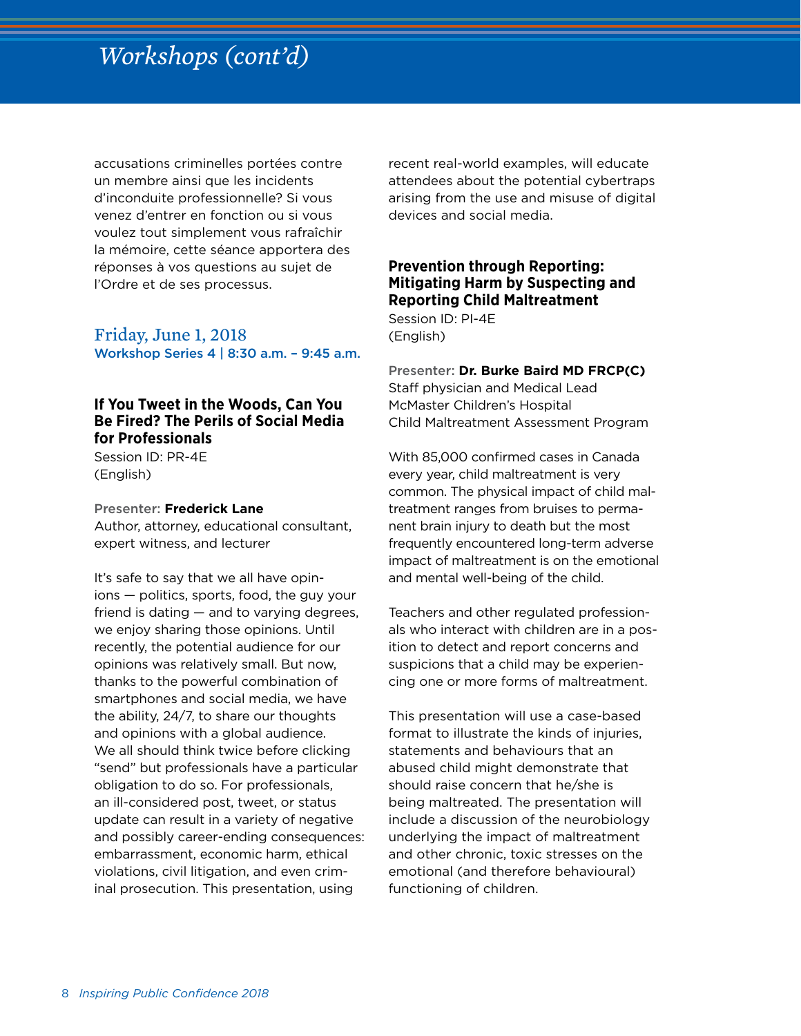# Workshops (cont'd)

accusations criminelles portées contre un membre ainsi que les incidents d'inconduite professionnelle? Si vous venez d'entrer en fonction ou si vous voulez tout simplement vous rafraîchir la mémoire, cette séance apportera des réponses à vos questions au sujet de l'Ordre et de ses processus.

## Friday, June 1, 2018

**Workshop Series 4 | 8:30 a.m. – 9:45 a.m.**

### If You Tweet in the Woods, Can You Be Fired? The Perils of Social Media for Professionals

Session ID: PR-4E
(English)

**Presenter: Frederick Lane**
Author, attorney, educational consultant, expert witness, and lecturer

It's safe to say that we all have opinions — politics, sports, food, the guy your friend is dating — and to varying degrees, we enjoy sharing those opinions. Until recently, the potential audience for our opinions was relatively small. But now, thanks to the powerful combination of smartphones and social media, we have the ability, 24/7, to share our thoughts and opinions with a global audience. We all should think twice before clicking "send" but professionals have a particular obligation to do so. For professionals, an ill-considered post, tweet, or status update can result in a variety of negative and possibly career-ending consequences: embarrassment, economic harm, ethical violations, civil litigation, and even criminal prosecution. This presentation, using recent real-world examples, will educate attendees about the potential cybertraps arising from the use and misuse of digital devices and social media.

### Prevention through Reporting: Mitigating Harm by Suspecting and Reporting Child Maltreatment

Session ID: PI-4E
(English)

**Presenter: Dr. Burke Baird MD FRCP(C)**
Staff physician and Medical Lead
McMaster Children's Hospital
Child Maltreatment Assessment Program

With 85,000 confirmed cases in Canada every year, child maltreatment is very common. The physical impact of child maltreatment ranges from bruises to permanent brain injury to death but the most frequently encountered long-term adverse impact of maltreatment is on the emotional and mental well-being of the child.

Teachers and other regulated professionals who interact with children are in a position to detect and report concerns and suspicions that a child may be experiencing one or more forms of maltreatment.

This presentation will use a case-based format to illustrate the kinds of injuries, statements and behaviours that an abused child might demonstrate that should raise concern that he/she is being maltreated. The presentation will include a discussion of the neurobiology underlying the impact of maltreatment and other chronic, toxic stresses on the emotional (and therefore behavioural) functioning of children.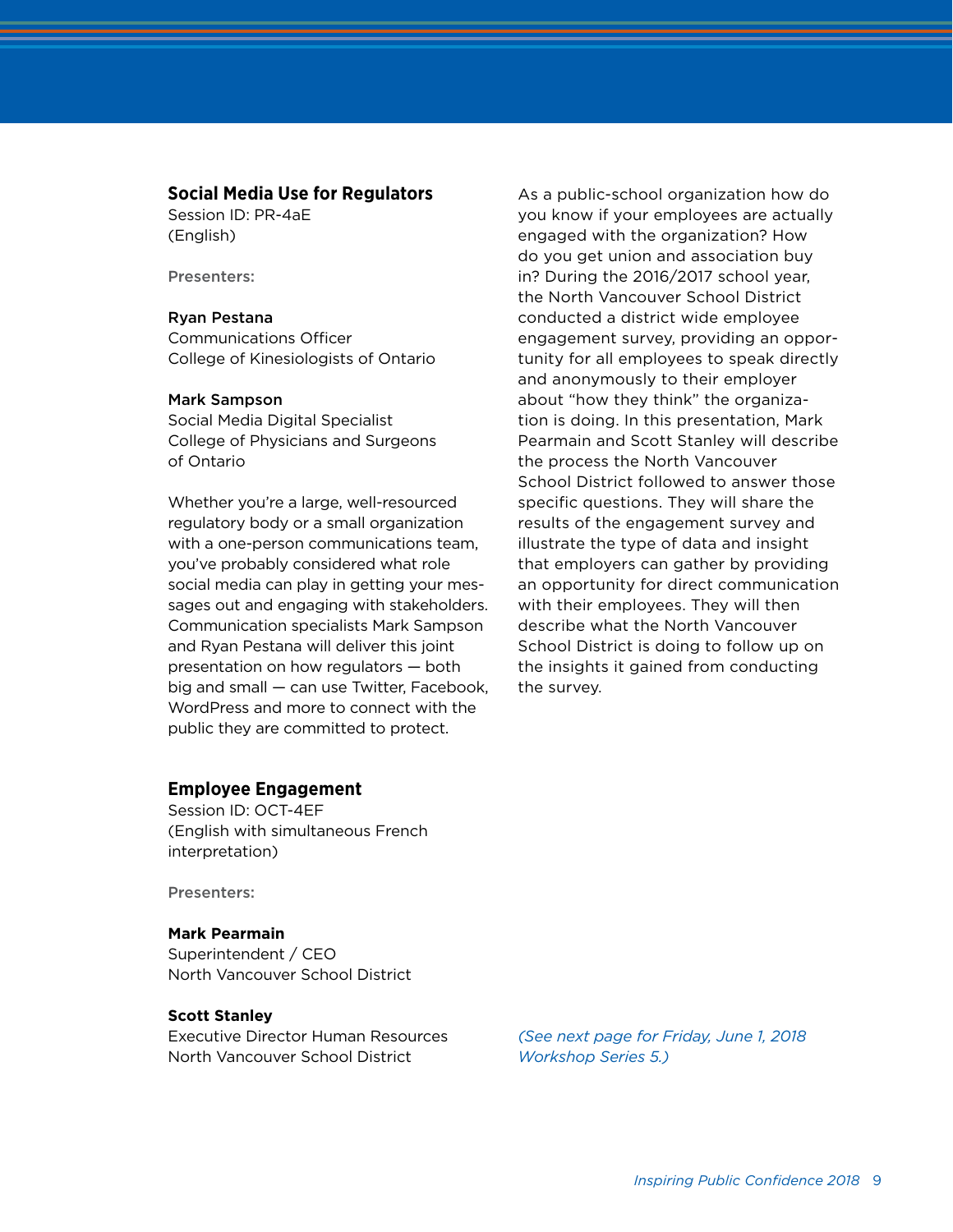### Social Media Use for Regulators

Session ID: PR-4aE
(English)

**Presenters:**

**Ryan Pestana**
Communications Officer
College of Kinesiologists of Ontario

**Mark Sampson**
Social Media Digital Specialist
College of Physicians and Surgeons of Ontario

Whether you're a large, well-resourced regulatory body or a small organization with a one-person communications team, you've probably considered what role social media can play in getting your messages out and engaging with stakeholders. Communication specialists Mark Sampson and Ryan Pestana will deliver this joint presentation on how regulators — both big and small — can use Twitter, Facebook, WordPress and more to connect with the public they are committed to protect.

### Employee Engagement

Session ID: OCT-4EF
(English with simultaneous French interpretation)

**Presenters:**

**Mark Pearmain**
Superintendent / CEO
North Vancouver School District

**Scott Stanley**
Executive Director Human Resources
North Vancouver School District

As a public-school organization how do you know if your employees are actually engaged with the organization? How do you get union and association buy in? During the 2016/2017 school year, the North Vancouver School District conducted a district wide employee engagement survey, providing an opportunity for all employees to speak directly and anonymously to their employer about "how they think" the organization is doing. In this presentation, Mark Pearmain and Scott Stanley will describe the process the North Vancouver School District followed to answer those specific questions. They will share the results of the engagement survey and illustrate the type of data and insight that employers can gather by providing an opportunity for direct communication with their employees. They will then describe what the North Vancouver School District is doing to follow up on the insights it gained from conducting the survey.

*(See next page for Friday, June 1, 2018 Workshop Series 5.)*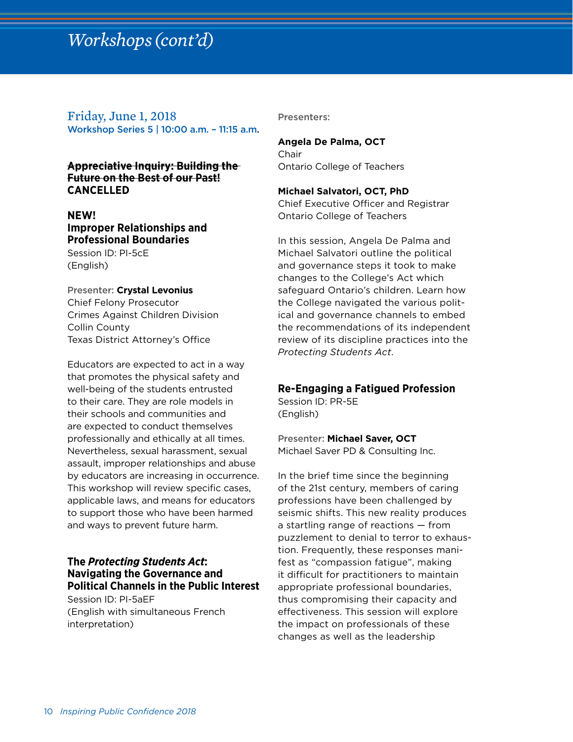# *Workshops (cont'd)*

## Friday, June 1, 2018

**Workshop Series 5 | 10:00 a.m. – 11:15 a.m.**

### ~~Appreciative Inquiry: Building the Future on the Best of our Past!~~ CANCELLED

### NEW! Improper Relationships and Professional Boundaries

Session ID: PI-5cE
(English)

Presenter: **Crystal Levonius**
Chief Felony Prosecutor
Crimes Against Children Division
Collin County
Texas District Attorney's Office

Educators are expected to act in a way that promotes the physical safety and well-being of the students entrusted to their care. They are role models in their schools and communities and are expected to conduct themselves professionally and ethically at all times. Nevertheless, sexual harassment, sexual assault, improper relationships and abuse by educators are increasing in occurrence. This workshop will review specific cases, applicable laws, and means for educators to support those who have been harmed and ways to prevent future harm.

### The *Protecting Students Act*: Navigating the Governance and Political Channels in the Public Interest

Session ID: PI-5aEF
(English with simultaneous French interpretation)

Presenters:

**Angela De Palma, OCT**
Chair
Ontario College of Teachers

**Michael Salvatori, OCT, PhD**
Chief Executive Officer and Registrar
Ontario College of Teachers

In this session, Angela De Palma and Michael Salvatori outline the political and governance steps it took to make changes to the College's Act which safeguard Ontario's children. Learn how the College navigated the various political and governance channels to embed the recommendations of its independent review of its discipline practices into the *Protecting Students Act*.

### Re-Engaging a Fatigued Profession

Session ID: PR-5E
(English)

Presenter: **Michael Saver, OCT**
Michael Saver PD & Consulting Inc.

In the brief time since the beginning of the 21st century, members of caring professions have been challenged by seismic shifts. This new reality produces a startling range of reactions — from puzzlement to denial to terror to exhaustion. Frequently, these responses manifest as "compassion fatigue", making it difficult for practitioners to maintain appropriate professional boundaries, thus compromising their capacity and effectiveness. This session will explore the impact on professionals of these changes as well as the leadership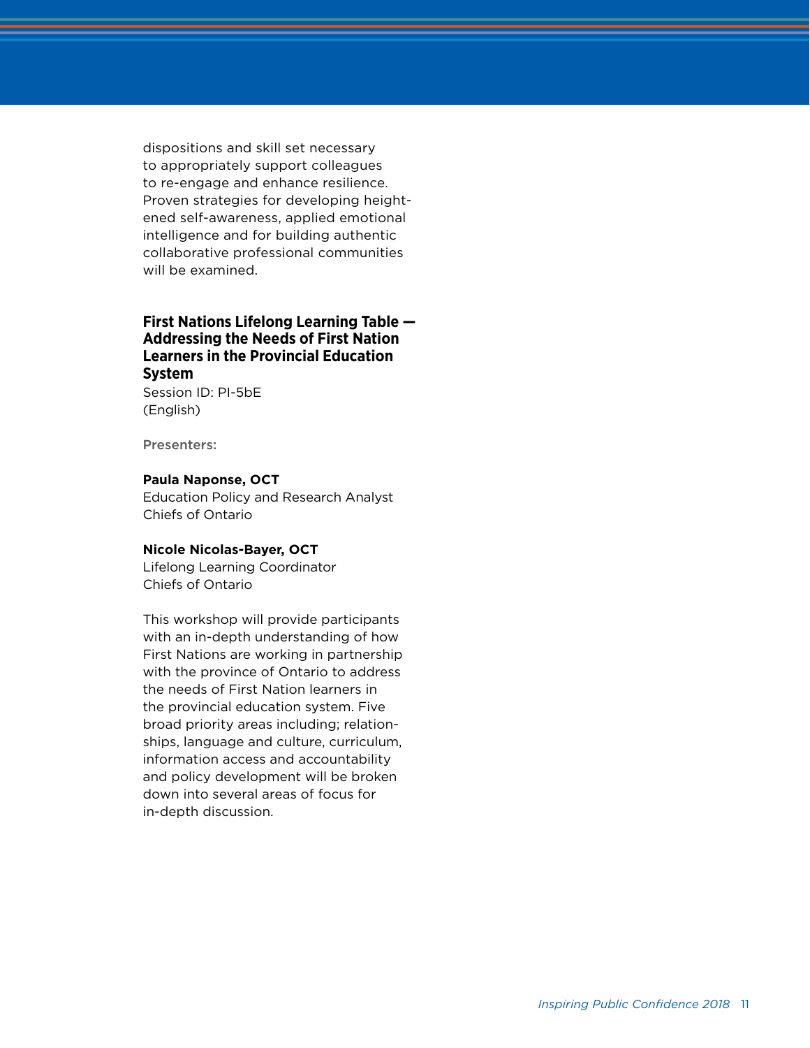dispositions and skill set necessary to appropriately support colleagues to re-engage and enhance resilience. Proven strategies for developing heightened self-awareness, applied emotional intelligence and for building authentic collaborative professional communities will be examined.

### First Nations Lifelong Learning Table — Addressing the Needs of First Nation Learners in the Provincial Education System

Session ID: PI-5bE
(English)

**Presenters:**

**Paula Naponse, OCT**
Education Policy and Research Analyst
Chiefs of Ontario

**Nicole Nicolas-Bayer, OCT**
Lifelong Learning Coordinator
Chiefs of Ontario

This workshop will provide participants with an in-depth understanding of how First Nations are working in partnership with the province of Ontario to address the needs of First Nation learners in the provincial education system. Five broad priority areas including; relationships, language and culture, curriculum, information access and accountability and policy development will be broken down into several areas of focus for in-depth discussion.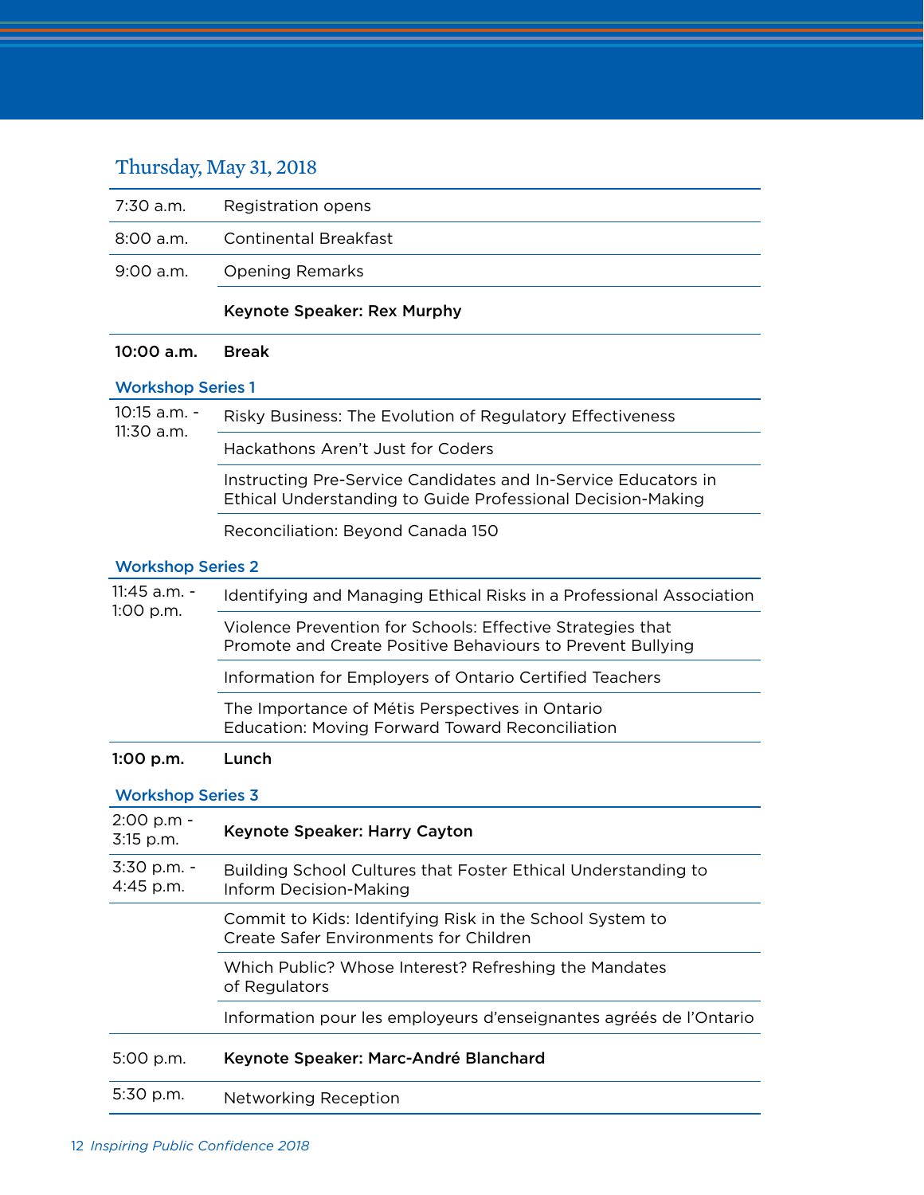## Thursday, May 31, 2018

| | |
|---|---|
| 7:30 a.m. | Registration opens |
| 8:00 a.m. | Continental Breakfast |
| 9:00 a.m. | Opening Remarks |
| | **Keynote Speaker: Rex Murphy** |
| **10:00 a.m.** | **Break** |

### Workshop Series 1

| | |
|---|---|
| 10:15 a.m. - 11:30 a.m. | Risky Business: The Evolution of Regulatory Effectiveness |
| | Hackathons Aren't Just for Coders |
| | Instructing Pre-Service Candidates and In-Service Educators in Ethical Understanding to Guide Professional Decision-Making |
| | Reconciliation: Beyond Canada 150 |

### Workshop Series 2

| | |
|---|---|
| 11:45 a.m. - 1:00 p.m. | Identifying and Managing Ethical Risks in a Professional Association |
| | Violence Prevention for Schools: Effective Strategies that Promote and Create Positive Behaviours to Prevent Bullying |
| | Information for Employers of Ontario Certified Teachers |
| | The Importance of Métis Perspectives in Ontario Education: Moving Forward Toward Reconciliation |
| **1:00 p.m.** | **Lunch** |

### Workshop Series 3

| | |
|---|---|
| 2:00 p.m - 3:15 p.m. | **Keynote Speaker: Harry Cayton** |
| 3:30 p.m. - 4:45 p.m. | Building School Cultures that Foster Ethical Understanding to Inform Decision-Making |
| | Commit to Kids: Identifying Risk in the School System to Create Safer Environments for Children |
| | Which Public? Whose Interest? Refreshing the Mandates of Regulators |
| | Information pour les employeurs d'enseignantes agréés de l'Ontario |
| 5:00 p.m. | **Keynote Speaker: Marc-André Blanchard** |
| 5:30 p.m. | Networking Reception |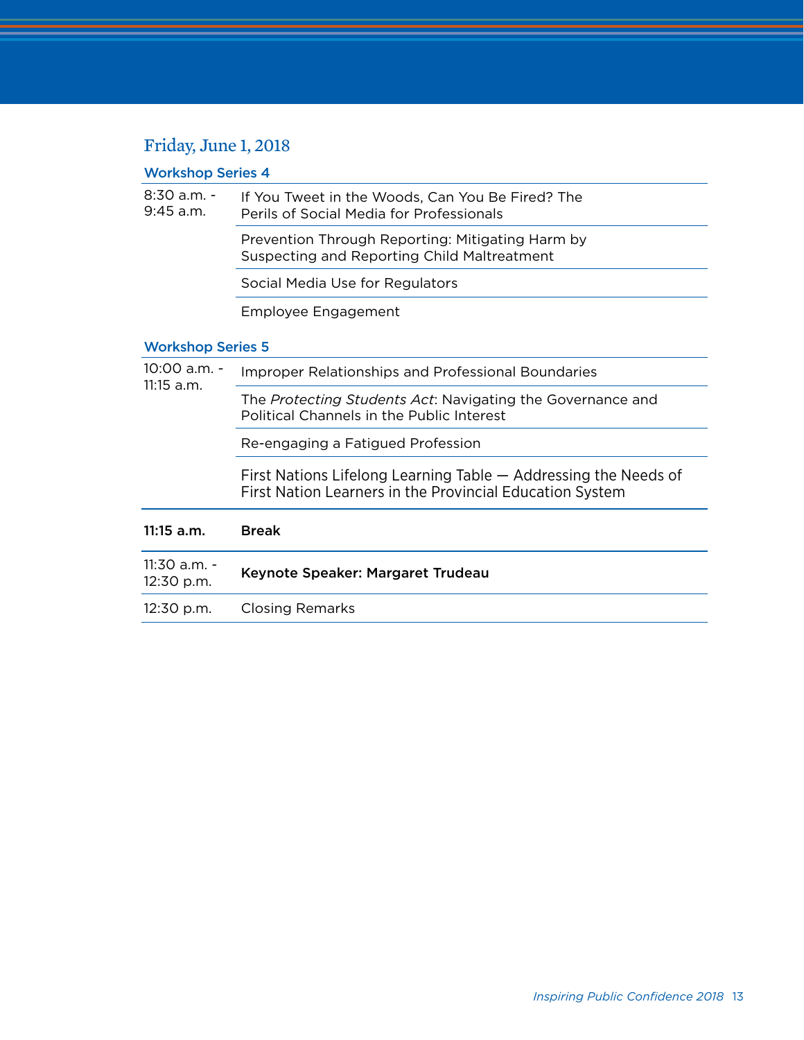## Friday, June 1, 2018

### Workshop Series 4

| | |
|---|---|
| 8:30 a.m. - 9:45 a.m. | If You Tweet in the Woods, Can You Be Fired? The Perils of Social Media for Professionals |
| | Prevention Through Reporting: Mitigating Harm by Suspecting and Reporting Child Maltreatment |
| | Social Media Use for Regulators |
| | Employee Engagement |

### Workshop Series 5

| | |
|---|---|
| 10:00 a.m. - 11:15 a.m. | Improper Relationships and Professional Boundaries |
| | The *Protecting Students Act*: Navigating the Governance and Political Channels in the Public Interest |
| | Re-engaging a Fatigued Profession |
| | First Nations Lifelong Learning Table — Addressing the Needs of First Nation Learners in the Provincial Education System |
| **11:15 a.m.** | **Break** |
| 11:30 a.m. - 12:30 p.m. | **Keynote Speaker: Margaret Trudeau** |
| 12:30 p.m. | Closing Remarks |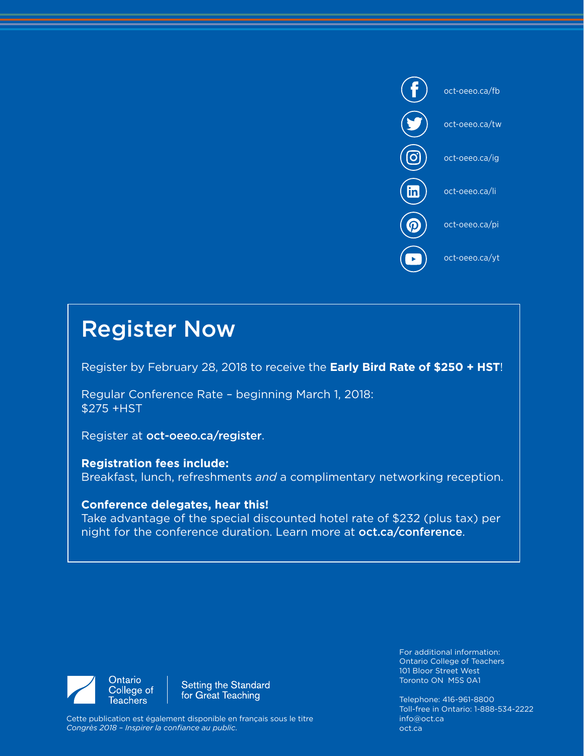oct-oeeo.ca/fb

oct-oeeo.ca/tw

oct-oeeo.ca/ig

oct-oeeo.ca/li

oct-oeeo.ca/pi

oct-oeeo.ca/yt

# Register Now

Register by February 28, 2018 to receive the **Early Bird Rate of $250 + HST**!

Regular Conference Rate – beginning March 1, 2018:
$275 +HST

Register at **oct-oeeo.ca/register**.

**Registration fees include:**
Breakfast, lunch, refreshments *and* a complimentary networking reception.

**Conference delegates, hear this!**
Take advantage of the special discounted hotel rate of $232 (plus tax) per night for the conference duration. Learn more at **oct.ca/conference**.

Ontario College of Teachers | Setting the Standard for Great Teaching

Cette publication est également disponible en français sous le titre *Congrès 2018 – Inspirer la confiance au public.*

For additional information:
Ontario College of Teachers
101 Bloor Street West
Toronto ON M5S 0A1

Telephone: 416-961-8800
Toll-free in Ontario: 1-888-534-2222
info@oct.ca
oct.ca